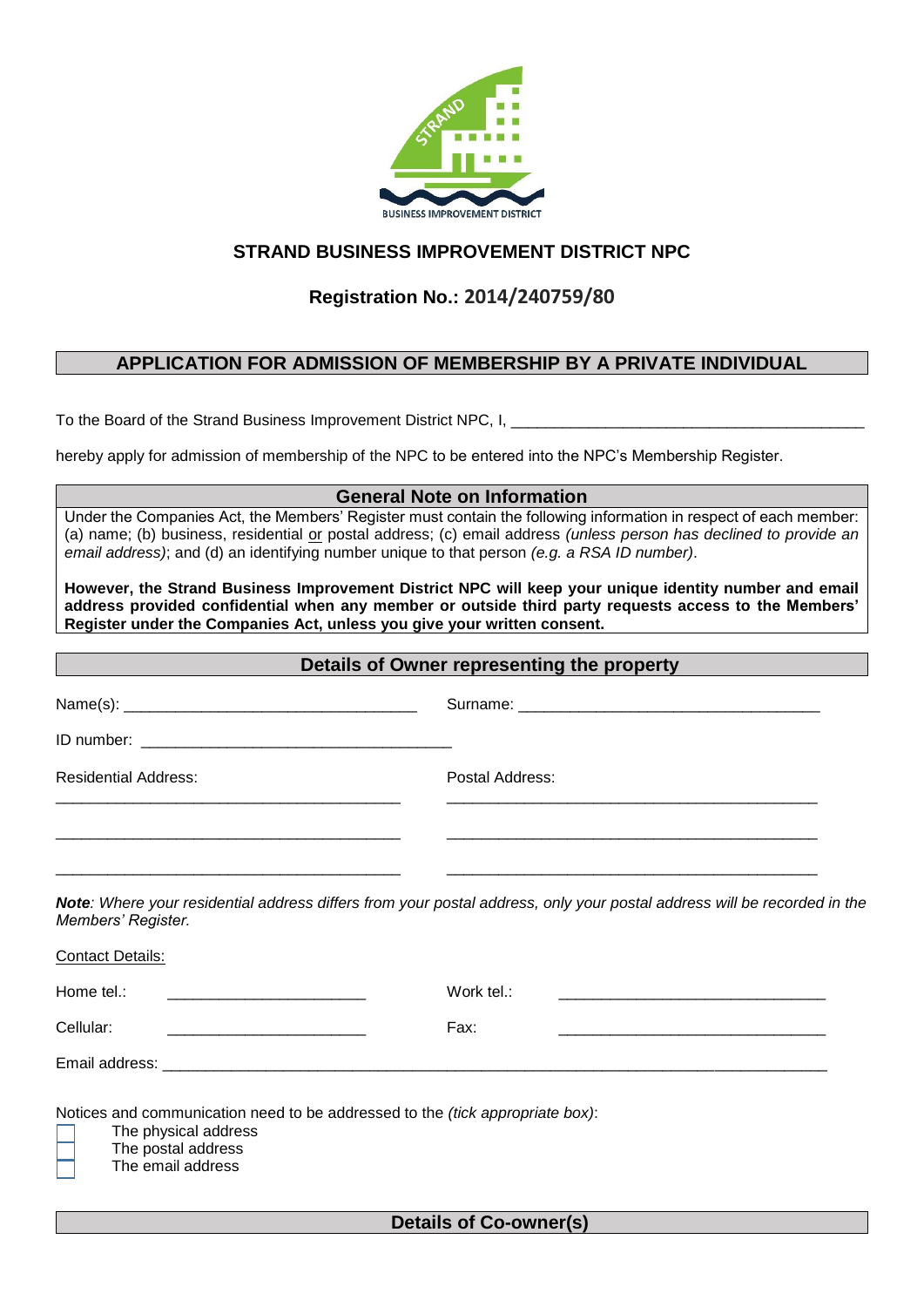# STRAND BUSINESS IMPROVEMENT DISTRICT NPC

## Registration No.: 2014/240759/80

## APPLICATION FOR ADMISSION OF MEMBERSHIP BY A PRIVATE INDIVIDUAL

To the Board of the Strand Business Improvement District NPC, I, ___________________________________________

hereby apply for admission of membership of the NPC to be entered into the NPC's Membership Register.

### General Note on Information

Under the Companies Act, the Members' Register must contain the following information in respect of each member: (a) name; (b) business, residential or postal address; (c) email address *(unless person has declined to provide an email address)*; and (d) an identifying number unique to that person *(e.g. a RSA ID number)*.

**However, the Strand Business Improvement District NPC will keep your unique identity number and email address provided confidential when any member or outside third party requests access to the Members' Register under the Companies Act, unless you give your written consent.**

### Details of Owner representing the property

Name(s): ___________________________________ Surname: ___________________________________

ID number: ___________________________________

Residential Address:
__________________________________________
__________________________________________
__________________________________________

Postal Address:
__________________________________________
__________________________________________
__________________________________________

***Note**: Where your residential address differs from your postal address, only your postal address will be recorded in the Members' Register.*

Contact Details:

Home tel.: ________________________ Work tel.: ________________________________

Cellular: ________________________ Fax: ________________________________

Email address: ________________________________________________________________________________

Notices and communication need to be addressed to the *(tick appropriate box)*:

- ☐ The physical address
- ☐ The postal address
- ☐ The email address

### Details of Co-owner(s)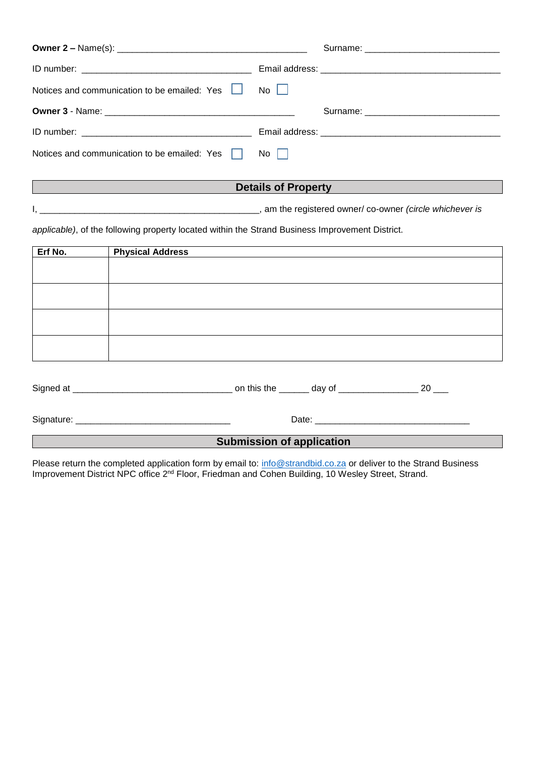**Owner 2 –** Name(s): ______________________________________ Surname: ___________________________

ID number: __________________________________ Email address: ____________________________________

Notices and communication to be emailed: Yes ☐ No ☐

**Owner 3** - Name: ______________________________________ Surname: ___________________________

ID number: __________________________________ Email address: ____________________________________

Notices and communication to be emailed: Yes ☐ No ☐

## Details of Property

I, ____________________________________________, am the registered owner/ co-owner *(circle whichever is applicable)*, of the following property located within the Strand Business Improvement District.

| Erf No. | Physical Address |
|---|---|
| | |
| | |
| | |
| | |

Signed at ________________________________ on this the ______ day of ________________ 20 ___

Signature: _______________________________ Date: _______________________________

## Submission of application

Please return the completed application form by email to: info@strandbid.co.za or deliver to the Strand Business Improvement District NPC office 2nd Floor, Friedman and Cohen Building, 10 Wesley Street, Strand.